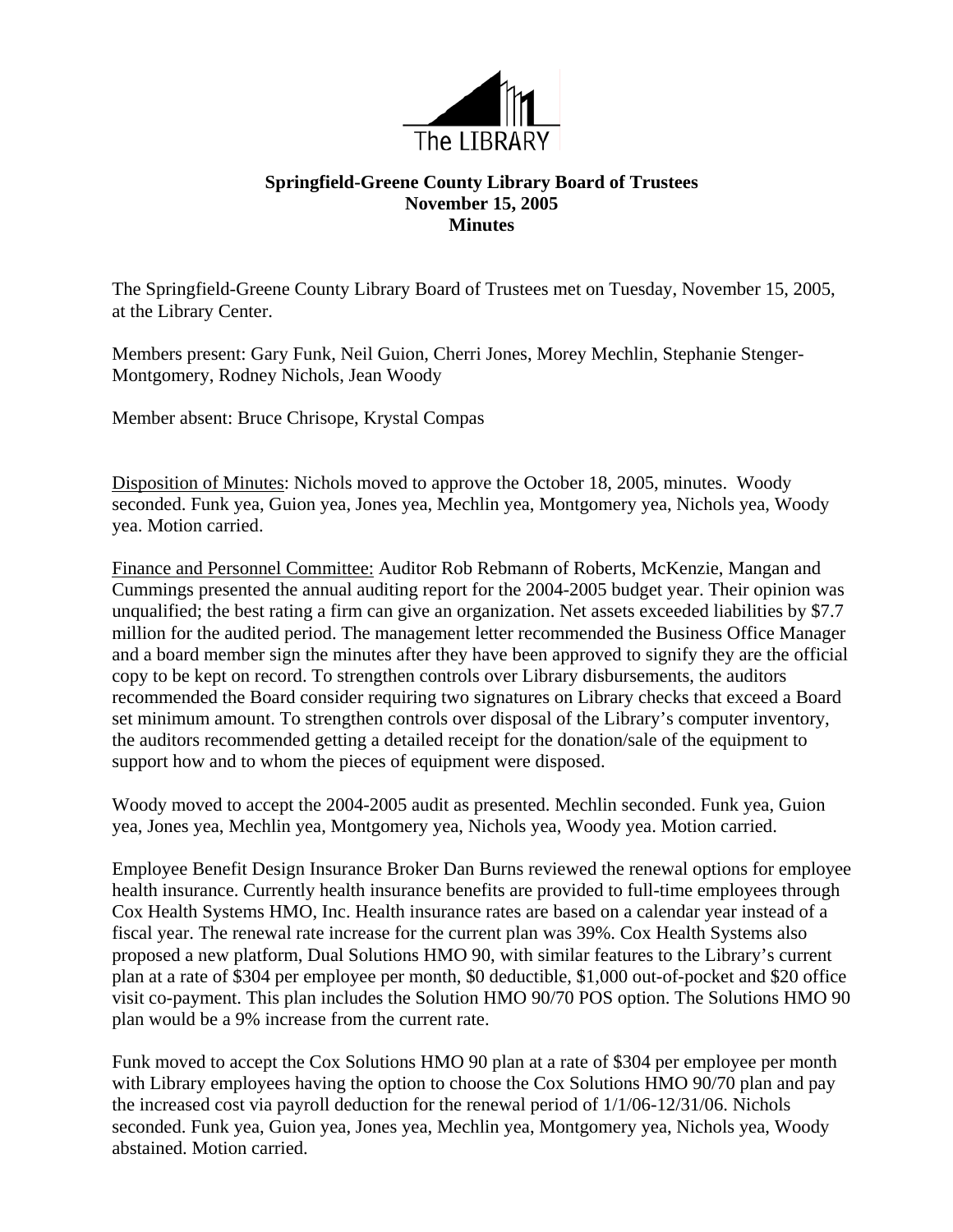The LIBRARY

**Springfield-Greene County Library Board of Trustees**
**November 15, 2005**
**Minutes**

The Springfield-Greene County Library Board of Trustees met on Tuesday, November 15, 2005, at the Library Center.

Members present: Gary Funk, Neil Guion, Cherri Jones, Morey Mechlin, Stephanie Stenger-Montgomery, Rodney Nichols, Jean Woody

Member absent: Bruce Chrisope, Krystal Compas

Disposition of Minutes: Nichols moved to approve the October 18, 2005, minutes. Woody seconded. Funk yea, Guion yea, Jones yea, Mechlin yea, Montgomery yea, Nichols yea, Woody yea. Motion carried.

Finance and Personnel Committee: Auditor Rob Rebmann of Roberts, McKenzie, Mangan and Cummings presented the annual auditing report for the 2004-2005 budget year. Their opinion was unqualified; the best rating a firm can give an organization. Net assets exceeded liabilities by $7.7 million for the audited period. The management letter recommended the Business Office Manager and a board member sign the minutes after they have been approved to signify they are the official copy to be kept on record. To strengthen controls over Library disbursements, the auditors recommended the Board consider requiring two signatures on Library checks that exceed a Board set minimum amount. To strengthen controls over disposal of the Library's computer inventory, the auditors recommended getting a detailed receipt for the donation/sale of the equipment to support how and to whom the pieces of equipment were disposed.

Woody moved to accept the 2004-2005 audit as presented. Mechlin seconded. Funk yea, Guion yea, Jones yea, Mechlin yea, Montgomery yea, Nichols yea, Woody yea. Motion carried.

Employee Benefit Design Insurance Broker Dan Burns reviewed the renewal options for employee health insurance. Currently health insurance benefits are provided to full-time employees through Cox Health Systems HMO, Inc. Health insurance rates are based on a calendar year instead of a fiscal year. The renewal rate increase for the current plan was 39%. Cox Health Systems also proposed a new platform, Dual Solutions HMO 90, with similar features to the Library's current plan at a rate of $304 per employee per month, $0 deductible, $1,000 out-of-pocket and $20 office visit co-payment. This plan includes the Solution HMO 90/70 POS option. The Solutions HMO 90 plan would be a 9% increase from the current rate.

Funk moved to accept the Cox Solutions HMO 90 plan at a rate of $304 per employee per month with Library employees having the option to choose the Cox Solutions HMO 90/70 plan and pay the increased cost via payroll deduction for the renewal period of 1/1/06-12/31/06. Nichols seconded. Funk yea, Guion yea, Jones yea, Mechlin yea, Montgomery yea, Nichols yea, Woody abstained. Motion carried.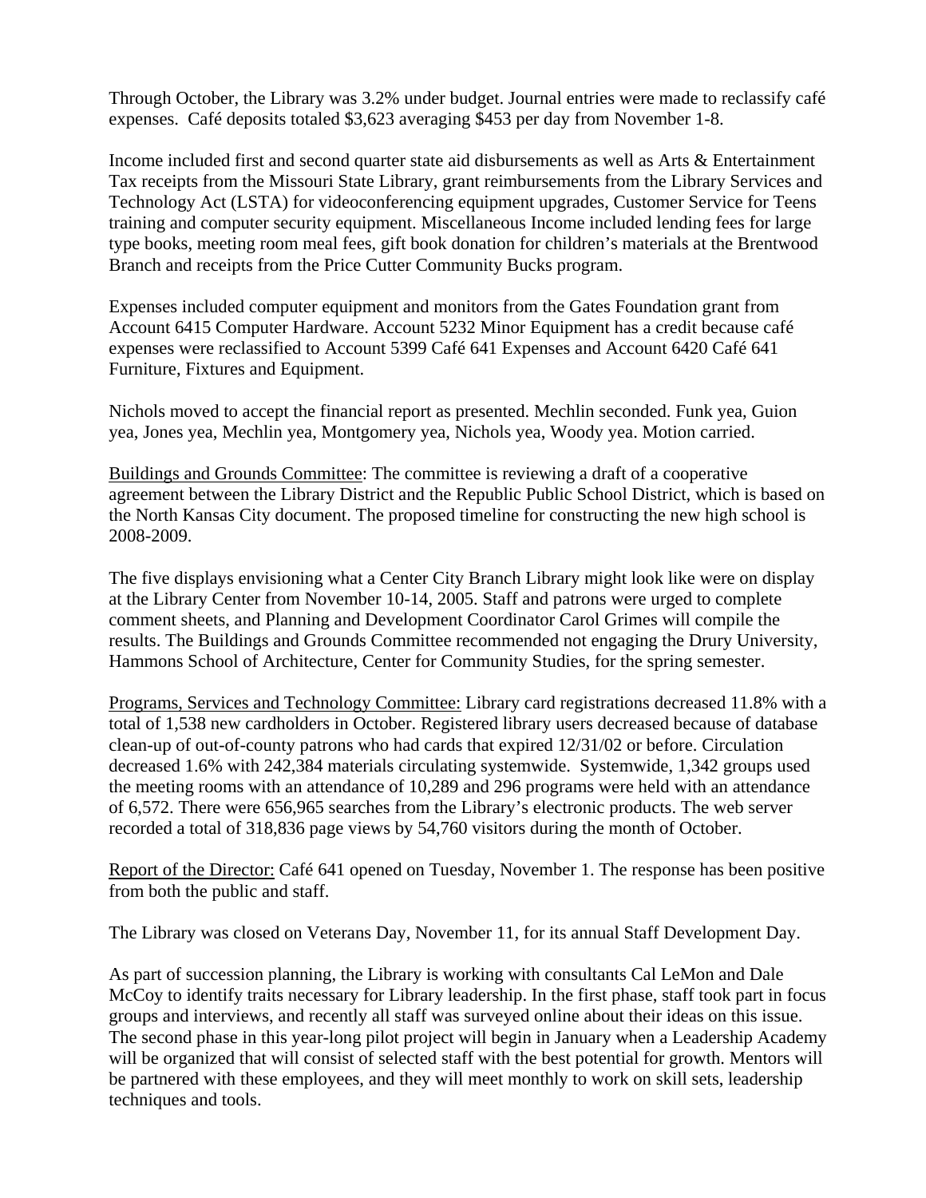Through October, the Library was 3.2% under budget. Journal entries were made to reclassify café expenses. Café deposits totaled $3,623 averaging $453 per day from November 1-8.

Income included first and second quarter state aid disbursements as well as Arts & Entertainment Tax receipts from the Missouri State Library, grant reimbursements from the Library Services and Technology Act (LSTA) for videoconferencing equipment upgrades, Customer Service for Teens training and computer security equipment. Miscellaneous Income included lending fees for large type books, meeting room meal fees, gift book donation for children's materials at the Brentwood Branch and receipts from the Price Cutter Community Bucks program.

Expenses included computer equipment and monitors from the Gates Foundation grant from Account 6415 Computer Hardware. Account 5232 Minor Equipment has a credit because café expenses were reclassified to Account 5399 Café 641 Expenses and Account 6420 Café 641 Furniture, Fixtures and Equipment.

Nichols moved to accept the financial report as presented. Mechlin seconded. Funk yea, Guion yea, Jones yea, Mechlin yea, Montgomery yea, Nichols yea, Woody yea. Motion carried.

Buildings and Grounds Committee: The committee is reviewing a draft of a cooperative agreement between the Library District and the Republic Public School District, which is based on the North Kansas City document. The proposed timeline for constructing the new high school is 2008-2009.

The five displays envisioning what a Center City Branch Library might look like were on display at the Library Center from November 10-14, 2005. Staff and patrons were urged to complete comment sheets, and Planning and Development Coordinator Carol Grimes will compile the results. The Buildings and Grounds Committee recommended not engaging the Drury University, Hammons School of Architecture, Center for Community Studies, for the spring semester.

Programs, Services and Technology Committee: Library card registrations decreased 11.8% with a total of 1,538 new cardholders in October. Registered library users decreased because of database clean-up of out-of-county patrons who had cards that expired 12/31/02 or before. Circulation decreased 1.6% with 242,384 materials circulating systemwide. Systemwide, 1,342 groups used the meeting rooms with an attendance of 10,289 and 296 programs were held with an attendance of 6,572. There were 656,965 searches from the Library's electronic products. The web server recorded a total of 318,836 page views by 54,760 visitors during the month of October.

Report of the Director: Café 641 opened on Tuesday, November 1. The response has been positive from both the public and staff.

The Library was closed on Veterans Day, November 11, for its annual Staff Development Day.

As part of succession planning, the Library is working with consultants Cal LeMon and Dale McCoy to identify traits necessary for Library leadership. In the first phase, staff took part in focus groups and interviews, and recently all staff was surveyed online about their ideas on this issue. The second phase in this year-long pilot project will begin in January when a Leadership Academy will be organized that will consist of selected staff with the best potential for growth. Mentors will be partnered with these employees, and they will meet monthly to work on skill sets, leadership techniques and tools.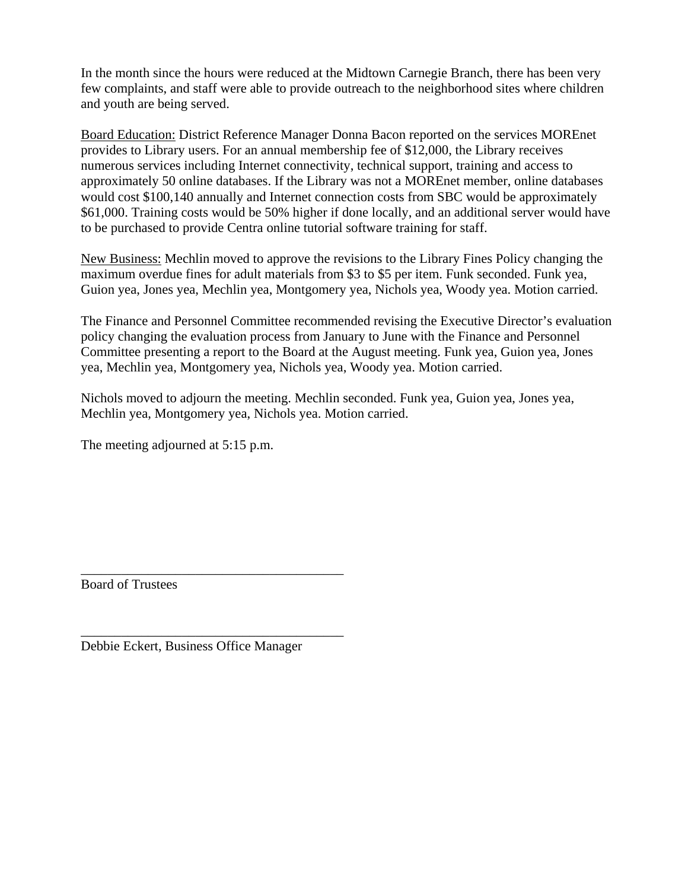In the month since the hours were reduced at the Midtown Carnegie Branch, there has been very few complaints, and staff were able to provide outreach to the neighborhood sites where children and youth are being served.

<u>Board Education:</u> District Reference Manager Donna Bacon reported on the services MOREnet provides to Library users. For an annual membership fee of $12,000, the Library receives numerous services including Internet connectivity, technical support, training and access to approximately 50 online databases. If the Library was not a MOREnet member, online databases would cost $100,140 annually and Internet connection costs from SBC would be approximately $61,000. Training costs would be 50% higher if done locally, and an additional server would have to be purchased to provide Centra online tutorial software training for staff.

<u>New Business:</u> Mechlin moved to approve the revisions to the Library Fines Policy changing the maximum overdue fines for adult materials from $3 to $5 per item. Funk seconded. Funk yea, Guion yea, Jones yea, Mechlin yea, Montgomery yea, Nichols yea, Woody yea. Motion carried.

The Finance and Personnel Committee recommended revising the Executive Director's evaluation policy changing the evaluation process from January to June with the Finance and Personnel Committee presenting a report to the Board at the August meeting. Funk yea, Guion yea, Jones yea, Mechlin yea, Montgomery yea, Nichols yea, Woody yea. Motion carried.

Nichols moved to adjourn the meeting. Mechlin seconded. Funk yea, Guion yea, Jones yea, Mechlin yea, Montgomery yea, Nichols yea. Motion carried.

The meeting adjourned at 5:15 p.m.

\_\_\_\_\_\_\_\_\_\_\_\_\_\_\_\_\_\_\_\_\_\_\_\_\_\_\_\_\_\_\_\_\_\_\_\_\_\_\_\_
Board of Trustees

\_\_\_\_\_\_\_\_\_\_\_\_\_\_\_\_\_\_\_\_\_\_\_\_\_\_\_\_\_\_\_\_\_\_\_\_\_\_\_\_
Debbie Eckert, Business Office Manager